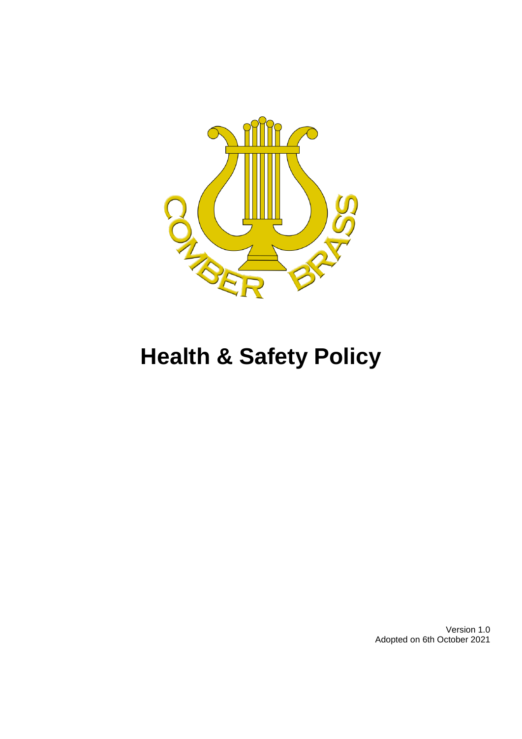COMBER BRASS

# Health & Safety Policy

Version 1.0
Adopted on 6th October 2021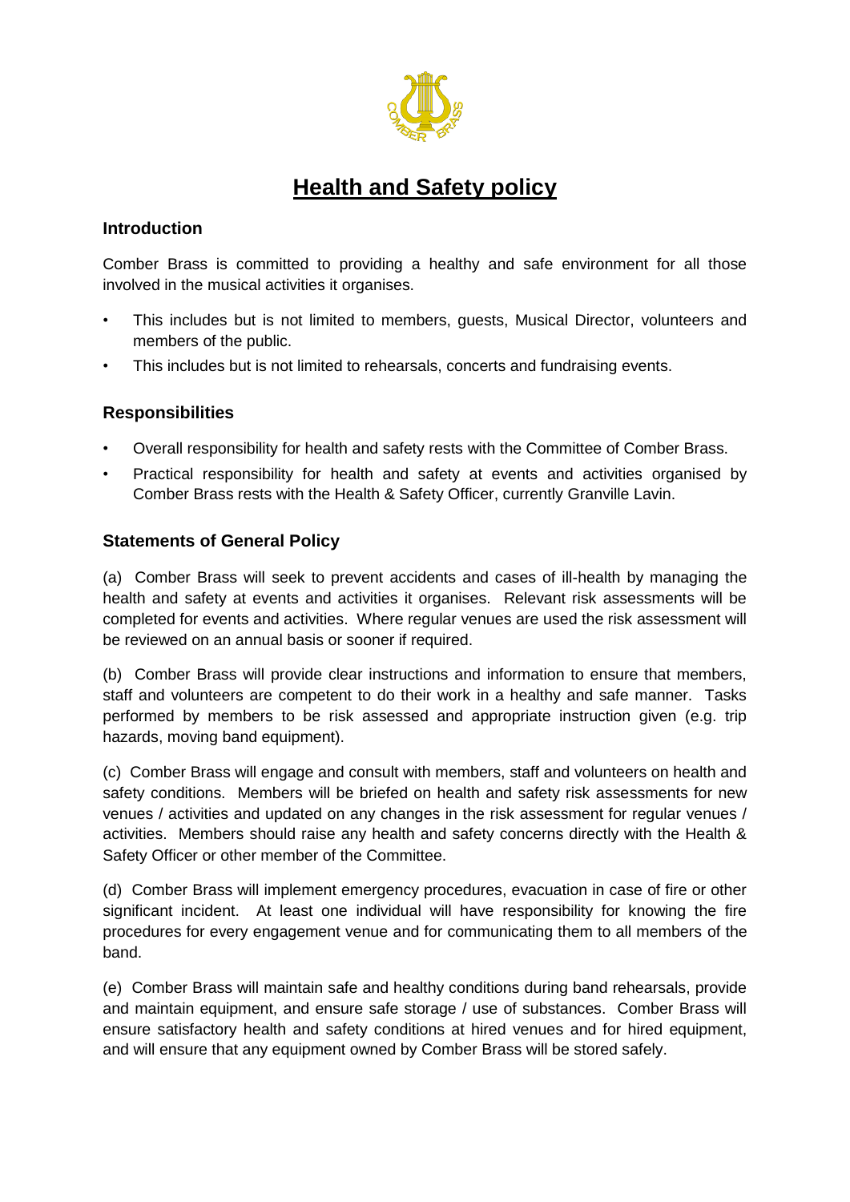# Health and Safety policy

## Introduction

Comber Brass is committed to providing a healthy and safe environment for all those involved in the musical activities it organises.

- This includes but is not limited to members, guests, Musical Director, volunteers and members of the public.
- This includes but is not limited to rehearsals, concerts and fundraising events.

## Responsibilities

- Overall responsibility for health and safety rests with the Committee of Comber Brass.
- Practical responsibility for health and safety at events and activities organised by Comber Brass rests with the Health & Safety Officer, currently Granville Lavin.

## Statements of General Policy

(a) Comber Brass will seek to prevent accidents and cases of ill-health by managing the health and safety at events and activities it organises. Relevant risk assessments will be completed for events and activities. Where regular venues are used the risk assessment will be reviewed on an annual basis or sooner if required.

(b) Comber Brass will provide clear instructions and information to ensure that members, staff and volunteers are competent to do their work in a healthy and safe manner. Tasks performed by members to be risk assessed and appropriate instruction given (e.g. trip hazards, moving band equipment).

(c) Comber Brass will engage and consult with members, staff and volunteers on health and safety conditions. Members will be briefed on health and safety risk assessments for new venues / activities and updated on any changes in the risk assessment for regular venues / activities. Members should raise any health and safety concerns directly with the Health & Safety Officer or other member of the Committee.

(d) Comber Brass will implement emergency procedures, evacuation in case of fire or other significant incident. At least one individual will have responsibility for knowing the fire procedures for every engagement venue and for communicating them to all members of the band.

(e) Comber Brass will maintain safe and healthy conditions during band rehearsals, provide and maintain equipment, and ensure safe storage / use of substances. Comber Brass will ensure satisfactory health and safety conditions at hired venues and for hired equipment, and will ensure that any equipment owned by Comber Brass will be stored safely.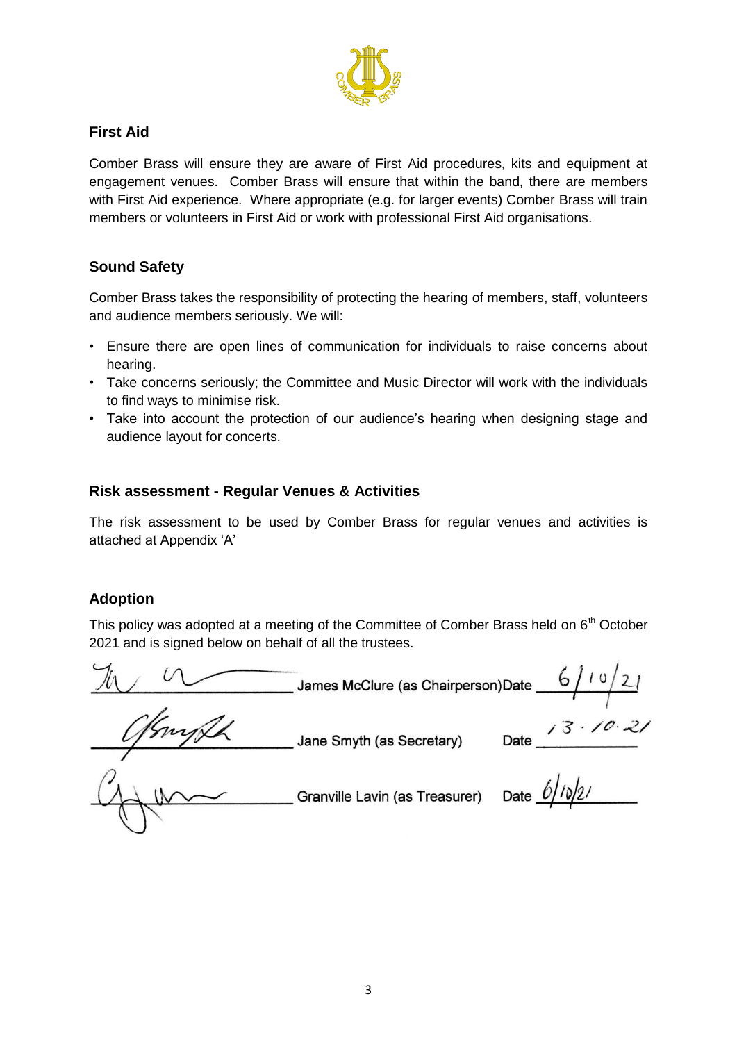## First Aid

Comber Brass will ensure they are aware of First Aid procedures, kits and equipment at engagement venues. Comber Brass will ensure that within the band, there are members with First Aid experience. Where appropriate (e.g. for larger events) Comber Brass will train members or volunteers in First Aid or work with professional First Aid organisations.

## Sound Safety

Comber Brass takes the responsibility of protecting the hearing of members, staff, volunteers and audience members seriously. We will:

- Ensure there are open lines of communication for individuals to raise concerns about hearing.
- Take concerns seriously; the Committee and Music Director will work with the individuals to find ways to minimise risk.
- Take into account the protection of our audience's hearing when designing stage and audience layout for concerts.

## Risk assessment - Regular Venues & Activities

The risk assessment to be used by Comber Brass for regular venues and activities is attached at Appendix 'A'

## Adoption

This policy was adopted at a meeting of the Committee of Comber Brass held on 6th October 2021 and is signed below on behalf of all the trustees.

_______________ James McClure (as Chairperson) Date 6/10/21

_______________ Jane Smyth (as Secretary) Date 13.10.21

_______________ Granville Lavin (as Treasurer) Date 6/10/21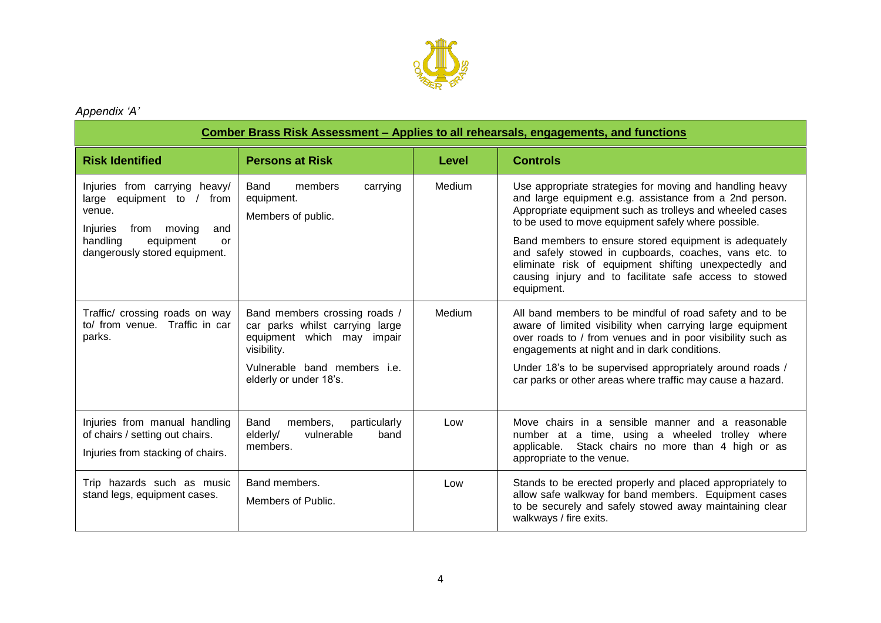*Appendix 'A'*

| **Comber Brass Risk Assessment – Applies to all rehearsals, engagements, and functions** | | | |
|---|---|---|---|
| **Risk Identified** | **Persons at Risk** | **Level** | **Controls** |
| Injuries from carrying heavy/ large equipment to / from venue.<br><br>Injuries from moving and handling equipment or dangerously stored equipment. | Band members carrying equipment.<br><br>Members of public. | Medium | Use appropriate strategies for moving and handling heavy and large equipment e.g. assistance from a 2nd person. Appropriate equipment such as trolleys and wheeled cases to be used to move equipment safely where possible.<br><br>Band members to ensure stored equipment is adequately and safely stowed in cupboards, coaches, vans etc. to eliminate risk of equipment shifting unexpectedly and causing injury and to facilitate safe access to stowed equipment. |
| Traffic/ crossing roads on way to/ from venue. Traffic in car parks. | Band members crossing roads / car parks whilst carrying large equipment which may impair visibility.<br><br>Vulnerable band members i.e. elderly or under 18's. | Medium | All band members to be mindful of road safety and to be aware of limited visibility when carrying large equipment over roads to / from venues and in poor visibility such as engagements at night and in dark conditions.<br><br>Under 18's to be supervised appropriately around roads / car parks or other areas where traffic may cause a hazard. |
| Injuries from manual handling of chairs / setting out chairs.<br><br>Injuries from stacking of chairs. | Band members, particularly elderly/ vulnerable band members. | Low | Move chairs in a sensible manner and a reasonable number at a time, using a wheeled trolley where applicable. Stack chairs no more than 4 high or as appropriate to the venue. |
| Trip hazards such as music stand legs, equipment cases. | Band members.<br><br>Members of Public. | Low | Stands to be erected properly and placed appropriately to allow safe walkway for band members. Equipment cases to be securely and safely stowed away maintaining clear walkways / fire exits. |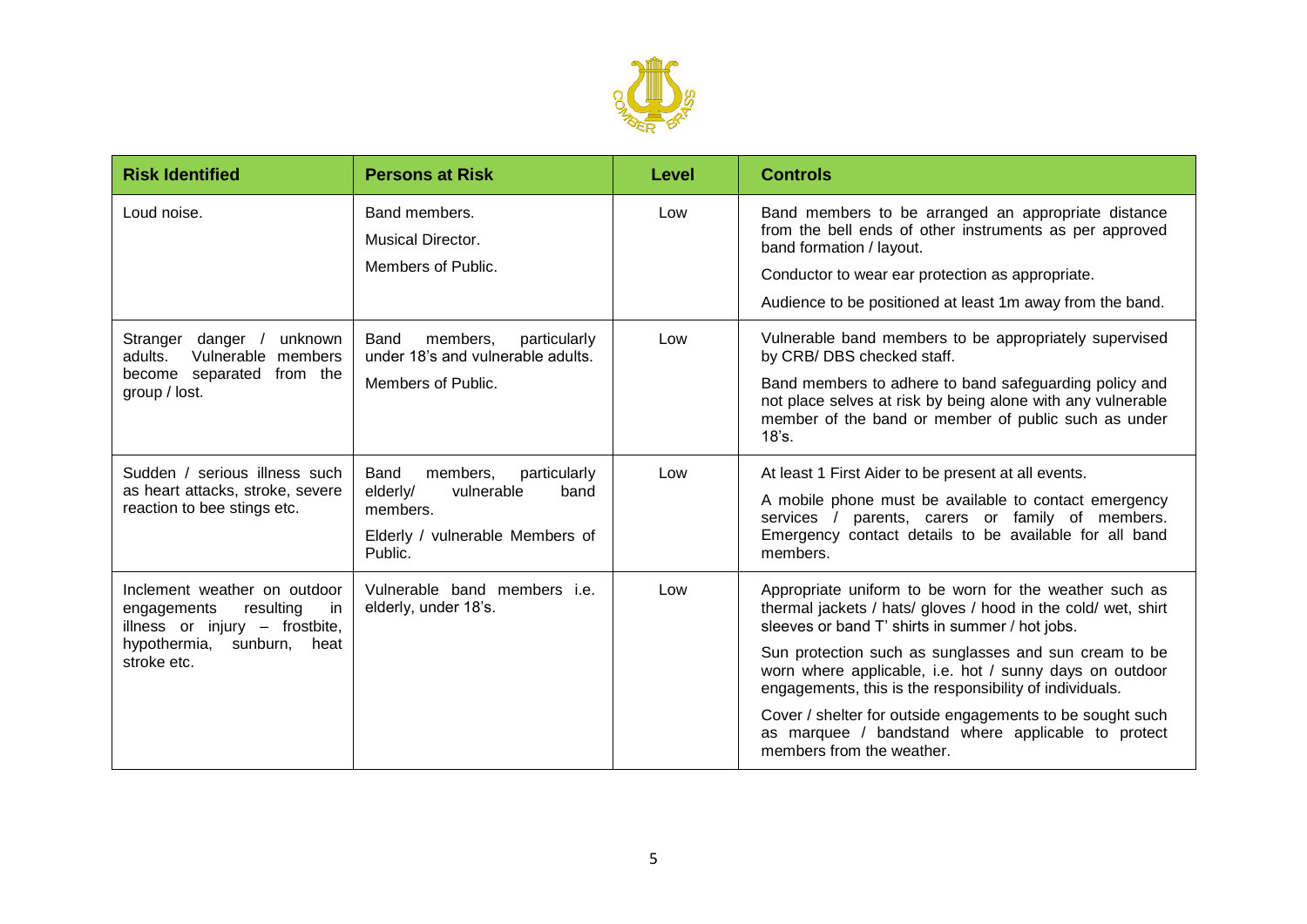| Risk Identified | Persons at Risk | Level | Controls |
|---|---|---|---|
| Loud noise. | Band members.<br>Musical Director.<br>Members of Public. | Low | Band members to be arranged an appropriate distance from the bell ends of other instruments as per approved band formation / layout.<br>Conductor to wear ear protection as appropriate.<br>Audience to be positioned at least 1m away from the band. |
| Stranger danger / unknown adults. Vulnerable members become separated from the group / lost. | Band members, particularly under 18's and vulnerable adults.<br>Members of Public. | Low | Vulnerable band members to be appropriately supervised by CRB/ DBS checked staff.<br>Band members to adhere to band safeguarding policy and not place selves at risk by being alone with any vulnerable member of the band or member of public such as under 18's. |
| Sudden / serious illness such as heart attacks, stroke, severe reaction to bee stings etc. | Band members, particularly elderly/ vulnerable band members.<br>Elderly / vulnerable Members of Public. | Low | At least 1 First Aider to be present at all events.<br>A mobile phone must be available to contact emergency services / parents, carers or family of members. Emergency contact details to be available for all band members. |
| Inclement weather on outdoor engagements resulting in illness or injury – frostbite, hypothermia, sunburn, heat stroke etc. | Vulnerable band members i.e. elderly, under 18's. | Low | Appropriate uniform to be worn for the weather such as thermal jackets / hats/ gloves / hood in the cold/ wet, shirt sleeves or band T' shirts in summer / hot jobs.<br>Sun protection such as sunglasses and sun cream to be worn where applicable, i.e. hot / sunny days on outdoor engagements, this is the responsibility of individuals.<br>Cover / shelter for outside engagements to be sought such as marquee / bandstand where applicable to protect members from the weather. |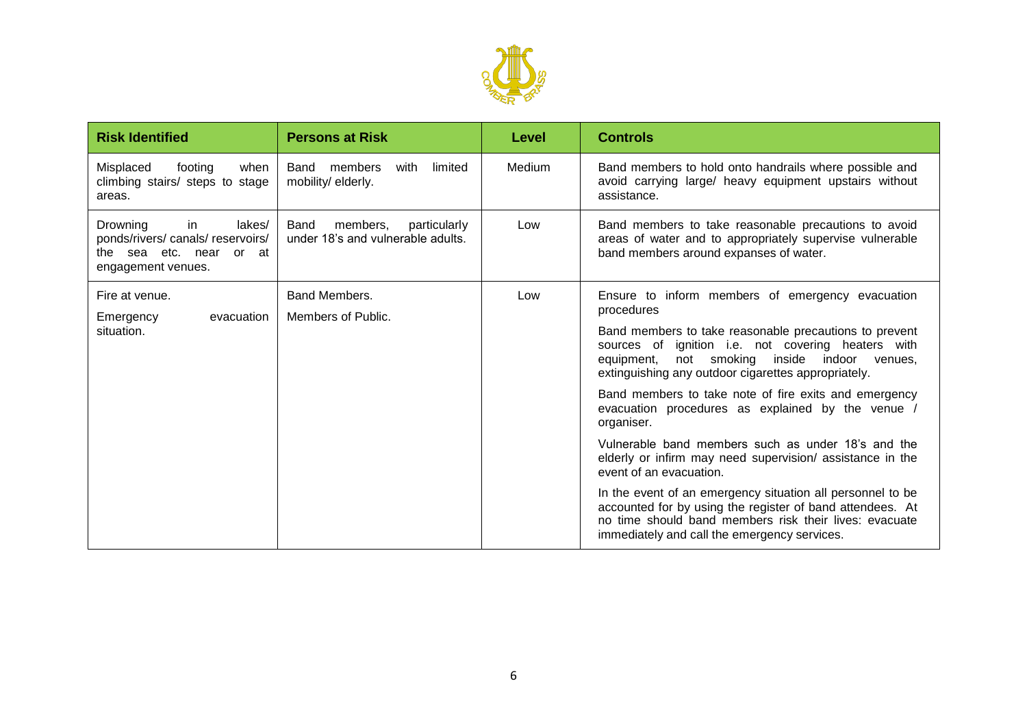| Risk Identified | Persons at Risk | Level | Controls |
| --- | --- | --- | --- |
| Misplaced footing when climbing stairs/ steps to stage areas. | Band members with limited mobility/ elderly. | Medium | Band members to hold onto handrails where possible and avoid carrying large/ heavy equipment upstairs without assistance. |
| Drowning in lakes/ ponds/rivers/ canals/ reservoirs/ the sea etc. near or at engagement venues. | Band members, particularly under 18's and vulnerable adults. | Low | Band members to take reasonable precautions to avoid areas of water and to appropriately supervise vulnerable band members around expanses of water. |
| Fire at venue.<br><br>Emergency evacuation situation. | Band Members.<br><br>Members of Public. | Low | Ensure to inform members of emergency evacuation procedures<br><br>Band members to take reasonable precautions to prevent sources of ignition i.e. not covering heaters with equipment, not smoking inside indoor venues, extinguishing any outdoor cigarettes appropriately.<br><br>Band members to take note of fire exits and emergency evacuation procedures as explained by the venue / organiser.<br><br>Vulnerable band members such as under 18's and the elderly or infirm may need supervision/ assistance in the event of an evacuation.<br><br>In the event of an emergency situation all personnel to be accounted for by using the register of band attendees. At no time should band members risk their lives: evacuate immediately and call the emergency services. |